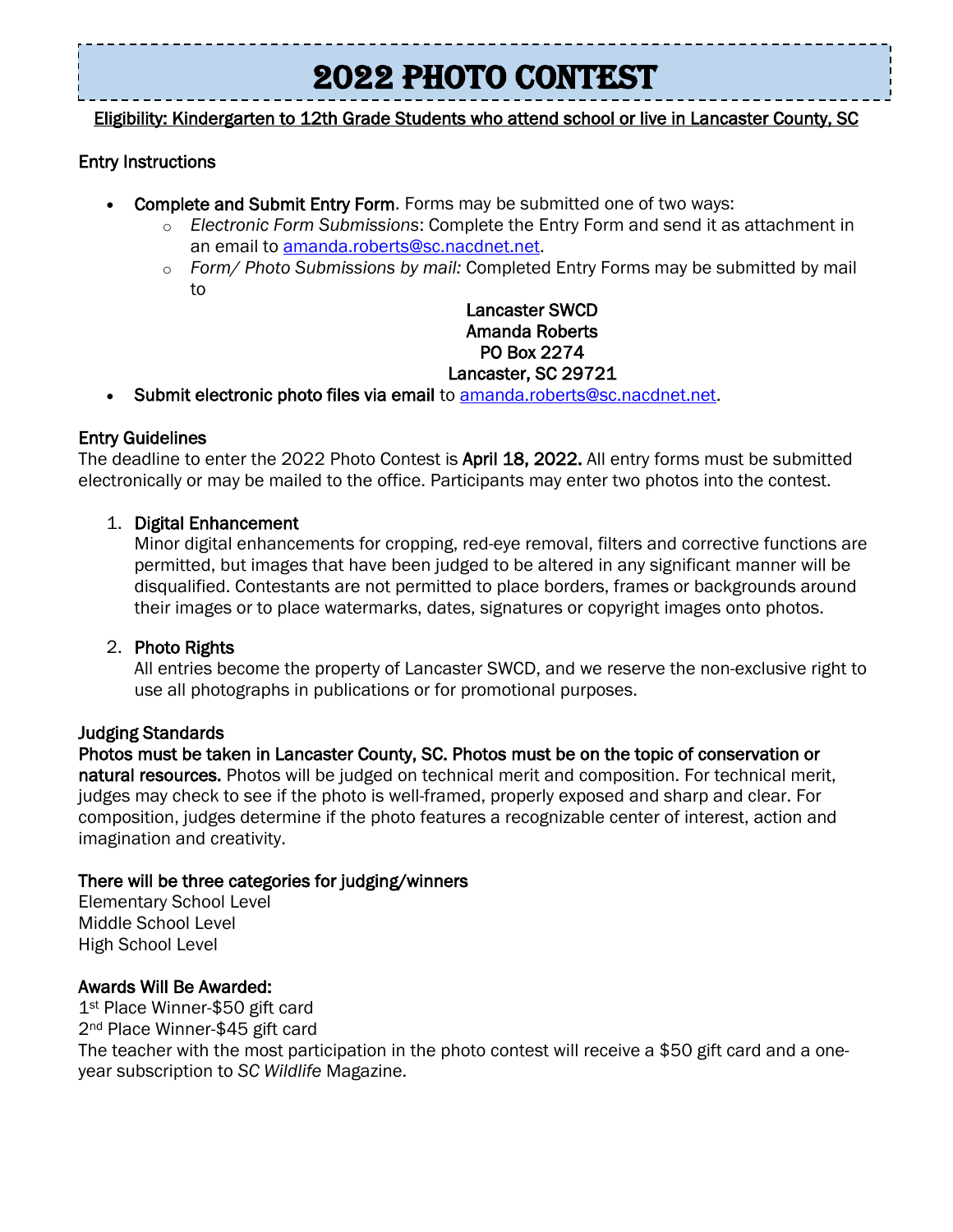# 2022 PHOTO CONTEST

Eligibility: Kindergarten to 12th Grade Students who attend school or live in Lancaster County, SC

## Entry Instructions

- **Complete and Submit Entry Form**. Forms may be submitted one of two ways:
  - *Electronic Form Submissions*: Complete the Entry Form and send it as attachment in an email to amanda.roberts@sc.nacdnet.net.
  - *Form/ Photo Submissions by mail:* Completed Entry Forms may be submitted by mail to

    Lancaster SWCD
    Amanda Roberts
    PO Box 2274
    Lancaster, SC 29721

- **Submit electronic photo files via email** to amanda.roberts@sc.nacdnet.net.

## Entry Guidelines

The deadline to enter the 2022 Photo Contest is **April 18, 2022.** All entry forms must be submitted electronically or may be mailed to the office. Participants may enter two photos into the contest.

1. **Digital Enhancement**
   Minor digital enhancements for cropping, red-eye removal, filters and corrective functions are permitted, but images that have been judged to be altered in any significant manner will be disqualified. Contestants are not permitted to place borders, frames or backgrounds around their images or to place watermarks, dates, signatures or copyright images onto photos.

2. **Photo Rights**
   All entries become the property of Lancaster SWCD, and we reserve the non-exclusive right to use all photographs in publications or for promotional purposes.

## Judging Standards

**Photos must be taken in Lancaster County, SC. Photos must be on the topic of conservation or natural resources.** Photos will be judged on technical merit and composition. For technical merit, judges may check to see if the photo is well-framed, properly exposed and sharp and clear. For composition, judges determine if the photo features a recognizable center of interest, action and imagination and creativity.

## There will be three categories for judging/winners

Elementary School Level
Middle School Level
High School Level

## Awards Will Be Awarded:

1st Place Winner-$50 gift card
2nd Place Winner-$45 gift card
The teacher with the most participation in the photo contest will receive a $50 gift card and a one-year subscription to *SC Wildlife* Magazine.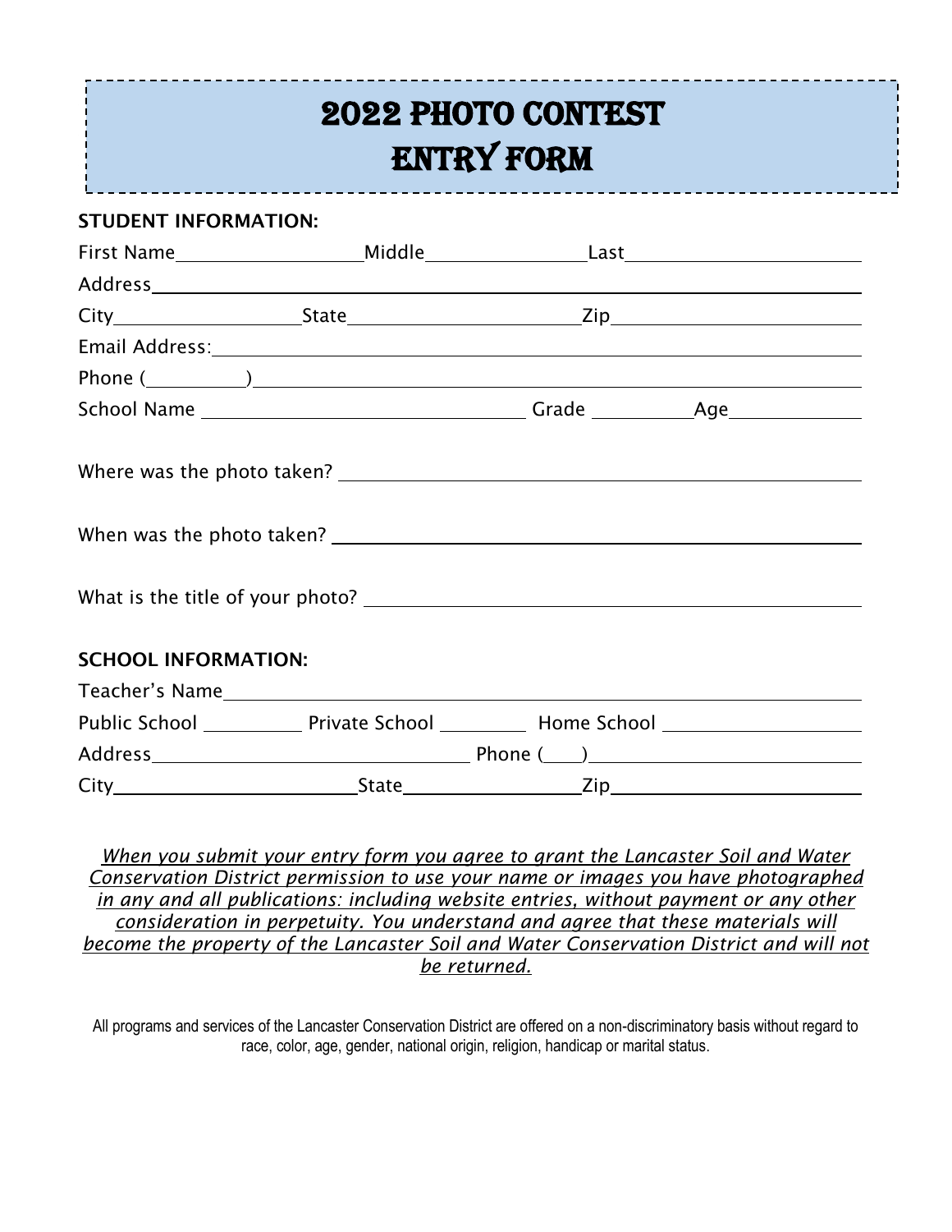# 2022 PHOTO CONTEST
# ENTRY FORM

**STUDENT INFORMATION:**

First Name____________________Middle________________Last_______________________

Address___________________________________________________________________

City___________________State________________________Zip_________________________

Email Address:_______________________________________________________________

Phone (__________)___________________________________________________________

School Name ________________________________ Grade __________Age_____________

Where was the photo taken? ____________________________________________________

When was the photo taken? ____________________________________________________

What is the title of your photo? _________________________________________________

**SCHOOL INFORMATION:**

Teacher's Name______________________________________________________________

Public School __________ Private School _________ Home School ___________________

Address________________________________ Phone (____)___________________________

City________________________State_________________Zip_________________________

*When you submit your entry form you agree to grant the Lancaster Soil and Water Conservation District permission to use your name or images you have photographed in any and all publications: including website entries, without payment or any other consideration in perpetuity. You understand and agree that these materials will become the property of the Lancaster Soil and Water Conservation District and will not be returned.*

All programs and services of the Lancaster Conservation District are offered on a non-discriminatory basis without regard to race, color, age, gender, national origin, religion, handicap or marital status.